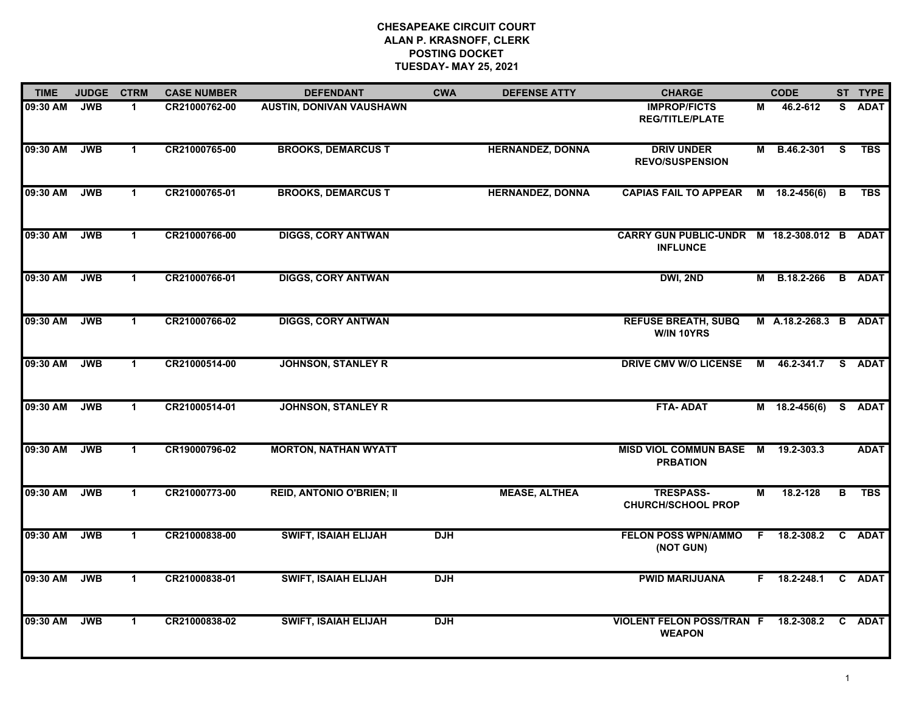**CHESAPEAKE CIRCUIT COURT**
**ALAN P. KRASNOFF, CLERK**
**POSTING DOCKET**
**TUESDAY- MAY 25, 2021**

| TIME | JUDGE | CTRM | CASE NUMBER | DEFENDANT | CWA | DEFENSE ATTY | CHARGE | | CODE | ST | TYPE |
|---|---|---|---|---|---|---|---|---|---|---|---|
| 09:30 AM | JWB | 1 | CR21000762-00 | AUSTIN, DONIVAN VAUSHAWN | | | IMPROP/FICTS REG/TITLE/PLATE | M | 46.2-612 | S | ADAT |
| 09:30 AM | JWB | 1 | CR21000765-00 | BROOKS, DEMARCUS T | | HERNANDEZ, DONNA | DRIV UNDER REVO/SUSPENSION | M | B.46.2-301 | S | TBS |
| 09:30 AM | JWB | 1 | CR21000765-01 | BROOKS, DEMARCUS T | | HERNANDEZ, DONNA | CAPIAS FAIL TO APPEAR | M | 18.2-456(6) | B | TBS |
| 09:30 AM | JWB | 1 | CR21000766-00 | DIGGS, CORY ANTWAN | | | CARRY GUN PUBLIC-UNDR INFLUNCE | M | 18.2-308.012 | B | ADAT |
| 09:30 AM | JWB | 1 | CR21000766-01 | DIGGS, CORY ANTWAN | | | DWI, 2ND | M | B.18.2-266 | B | ADAT |
| 09:30 AM | JWB | 1 | CR21000766-02 | DIGGS, CORY ANTWAN | | | REFUSE BREATH, SUBQ W/IN 10YRS | M | A.18.2-268.3 | B | ADAT |
| 09:30 AM | JWB | 1 | CR21000514-00 | JOHNSON, STANLEY R | | | DRIVE CMV W/O LICENSE | M | 46.2-341.7 | S | ADAT |
| 09:30 AM | JWB | 1 | CR21000514-01 | JOHNSON, STANLEY R | | | FTA- ADAT | M | 18.2-456(6) | S | ADAT |
| 09:30 AM | JWB | 1 | CR19000796-02 | MORTON, NATHAN WYATT | | | MISD VIOL COMMUN BASE PRBATION | M | 19.2-303.3 | | ADAT |
| 09:30 AM | JWB | 1 | CR21000773-00 | REID, ANTONIO O'BRIEN; II | | MEASE, ALTHEA | TRESPASS- CHURCH/SCHOOL PROP | M | 18.2-128 | B | TBS |
| 09:30 AM | JWB | 1 | CR21000838-00 | SWIFT, ISAIAH ELIJAH | DJH | | FELON POSS WPN/AMMO (NOT GUN) | F | 18.2-308.2 | C | ADAT |
| 09:30 AM | JWB | 1 | CR21000838-01 | SWIFT, ISAIAH ELIJAH | DJH | | PWID MARIJUANA | F | 18.2-248.1 | C | ADAT |
| 09:30 AM | JWB | 1 | CR21000838-02 | SWIFT, ISAIAH ELIJAH | DJH | | VIOLENT FELON POSS/TRAN WEAPON | F | 18.2-308.2 | C | ADAT |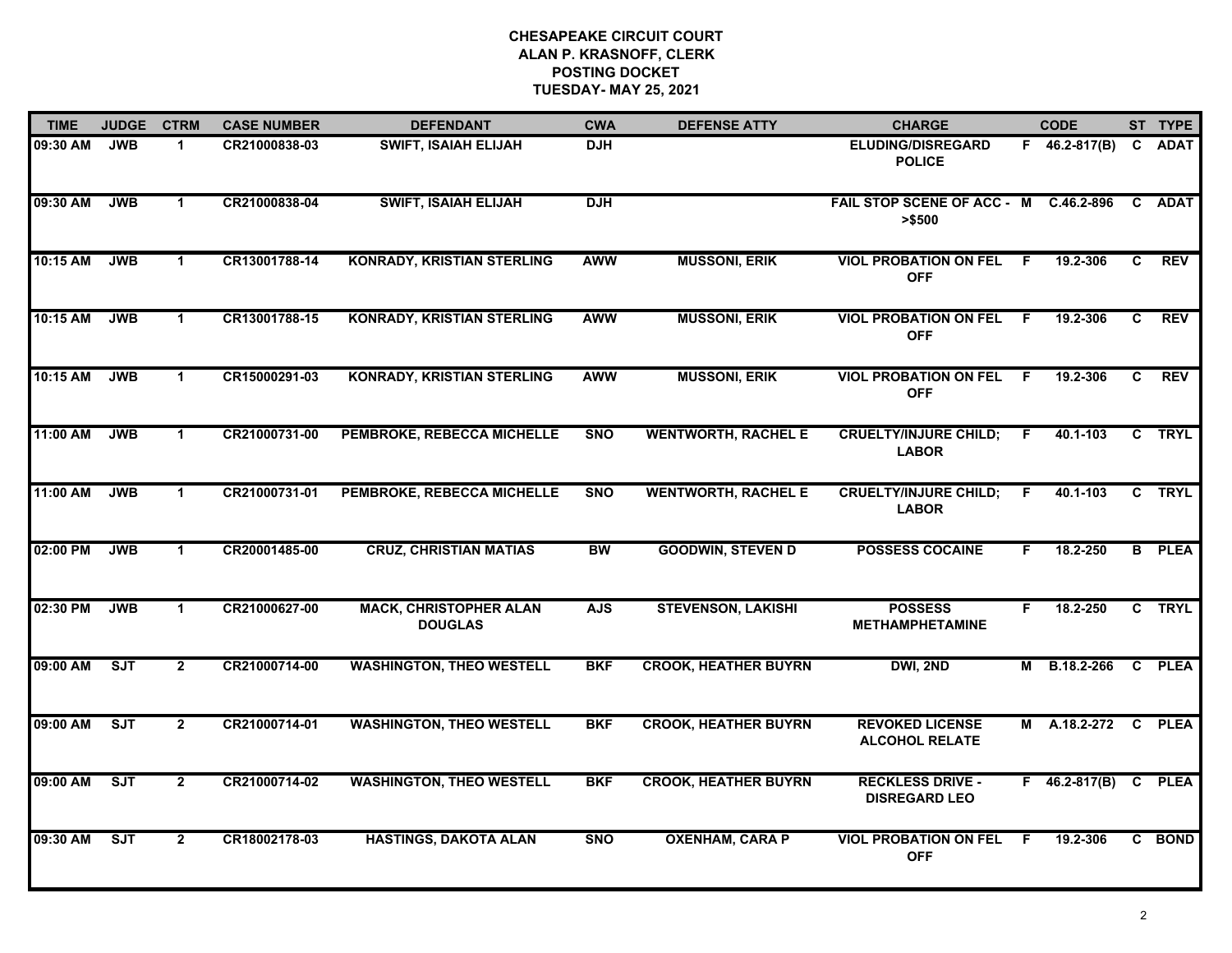# CHESAPEAKE CIRCUIT COURT
## ALAN P. KRASNOFF, CLERK
## POSTING DOCKET
## TUESDAY- MAY 25, 2021

| TIME | JUDGE | CTRM | CASE NUMBER | DEFENDANT | CWA | DEFENSE ATTY | CHARGE | | CODE | ST | TYPE |
|---|---|---|---|---|---|---|---|---|---|---|---|
| 09:30 AM | JWB | 1 | CR21000838-03 | SWIFT, ISAIAH ELIJAH | DJH | | ELUDING/DISREGARD POLICE | F | 46.2-817(B) | C | ADAT |
| 09:30 AM | JWB | 1 | CR21000838-04 | SWIFT, ISAIAH ELIJAH | DJH | | FAIL STOP SCENE OF ACC - >$500 | M | C.46.2-896 | C | ADAT |
| 10:15 AM | JWB | 1 | CR13001788-14 | KONRADY, KRISTIAN STERLING | AWW | MUSSONI, ERIK | VIOL PROBATION ON FEL OFF | F | 19.2-306 | C | REV |
| 10:15 AM | JWB | 1 | CR13001788-15 | KONRADY, KRISTIAN STERLING | AWW | MUSSONI, ERIK | VIOL PROBATION ON FEL OFF | F | 19.2-306 | C | REV |
| 10:15 AM | JWB | 1 | CR15000291-03 | KONRADY, KRISTIAN STERLING | AWW | MUSSONI, ERIK | VIOL PROBATION ON FEL OFF | F | 19.2-306 | C | REV |
| 11:00 AM | JWB | 1 | CR21000731-00 | PEMBROKE, REBECCA MICHELLE | SNO | WENTWORTH, RACHEL E | CRUELTY/INJURE CHILD; LABOR | F | 40.1-103 | C | TRYL |
| 11:00 AM | JWB | 1 | CR21000731-01 | PEMBROKE, REBECCA MICHELLE | SNO | WENTWORTH, RACHEL E | CRUELTY/INJURE CHILD; LABOR | F | 40.1-103 | C | TRYL |
| 02:00 PM | JWB | 1 | CR20001485-00 | CRUZ, CHRISTIAN MATIAS | BW | GOODWIN, STEVEN D | POSSESS COCAINE | F | 18.2-250 | B | PLEA |
| 02:30 PM | JWB | 1 | CR21000627-00 | MACK, CHRISTOPHER ALAN DOUGLAS | AJS | STEVENSON, LAKISHI | POSSESS METHAMPHETAMINE | F | 18.2-250 | C | TRYL |
| 09:00 AM | SJT | 2 | CR21000714-00 | WASHINGTON, THEO WESTELL | BKF | CROOK, HEATHER BUYRN | DWI, 2ND | M | B.18.2-266 | C | PLEA |
| 09:00 AM | SJT | 2 | CR21000714-01 | WASHINGTON, THEO WESTELL | BKF | CROOK, HEATHER BUYRN | REVOKED LICENSE ALCOHOL RELATE | M | A.18.2-272 | C | PLEA |
| 09:00 AM | SJT | 2 | CR21000714-02 | WASHINGTON, THEO WESTELL | BKF | CROOK, HEATHER BUYRN | RECKLESS DRIVE - DISREGARD LEO | F | 46.2-817(B) | C | PLEA |
| 09:30 AM | SJT | 2 | CR18002178-03 | HASTINGS, DAKOTA ALAN | SNO | OXENHAM, CARA P | VIOL PROBATION ON FEL OFF | F | 19.2-306 | C | BOND |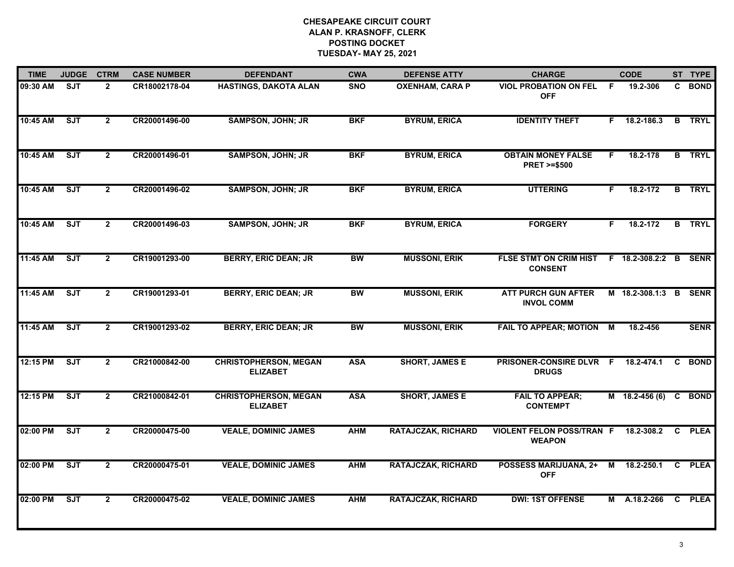**CHESAPEAKE CIRCUIT COURT**
**ALAN P. KRASNOFF, CLERK**
**POSTING DOCKET**
**TUESDAY- MAY 25, 2021**

| TIME | JUDGE | CTRM | CASE NUMBER | DEFENDANT | CWA | DEFENSE ATTY | CHARGE | | CODE | ST | TYPE |
|---|---|---|---|---|---|---|---|---|---|---|---|
| 09:30 AM | SJT | 2 | CR18002178-04 | HASTINGS, DAKOTA ALAN | SNO | OXENHAM, CARA P | VIOL PROBATION ON FEL OFF | F | 19.2-306 | C | BOND |
| 10:45 AM | SJT | 2 | CR20001496-00 | SAMPSON, JOHN; JR | BKF | BYRUM, ERICA | IDENTITY THEFT | F | 18.2-186.3 | B | TRYL |
| 10:45 AM | SJT | 2 | CR20001496-01 | SAMPSON, JOHN; JR | BKF | BYRUM, ERICA | OBTAIN MONEY FALSE PRET >=$500 | F | 18.2-178 | B | TRYL |
| 10:45 AM | SJT | 2 | CR20001496-02 | SAMPSON, JOHN; JR | BKF | BYRUM, ERICA | UTTERING | F | 18.2-172 | B | TRYL |
| 10:45 AM | SJT | 2 | CR20001496-03 | SAMPSON, JOHN; JR | BKF | BYRUM, ERICA | FORGERY | F | 18.2-172 | B | TRYL |
| 11:45 AM | SJT | 2 | CR19001293-00 | BERRY, ERIC DEAN; JR | BW | MUSSONI, ERIK | FLSE STMT ON CRIM HIST CONSENT | F | 18.2-308.2:2 | B | SENR |
| 11:45 AM | SJT | 2 | CR19001293-01 | BERRY, ERIC DEAN; JR | BW | MUSSONI, ERIK | ATT PURCH GUN AFTER INVOL COMM | M | 18.2-308.1:3 | B | SENR |
| 11:45 AM | SJT | 2 | CR19001293-02 | BERRY, ERIC DEAN; JR | BW | MUSSONI, ERIK | FAIL TO APPEAR; MOTION | M | 18.2-456 | | SENR |
| 12:15 PM | SJT | 2 | CR21000842-00 | CHRISTOPHERSON, MEGAN ELIZABET | ASA | SHORT, JAMES E | PRISONER-CONSIRE DLVR DRUGS | F | 18.2-474.1 | C | BOND |
| 12:15 PM | SJT | 2 | CR21000842-01 | CHRISTOPHERSON, MEGAN ELIZABET | ASA | SHORT, JAMES E | FAIL TO APPEAR; CONTEMPT | M | 18.2-456 (6) | C | BOND |
| 02:00 PM | SJT | 2 | CR20000475-00 | VEALE, DOMINIC JAMES | AHM | RATAJCZAK, RICHARD | VIOLENT FELON POSS/TRAN WEAPON | F | 18.2-308.2 | C | PLEA |
| 02:00 PM | SJT | 2 | CR20000475-01 | VEALE, DOMINIC JAMES | AHM | RATAJCZAK, RICHARD | POSSESS MARIJUANA, 2+ OFF | M | 18.2-250.1 | C | PLEA |
| 02:00 PM | SJT | 2 | CR20000475-02 | VEALE, DOMINIC JAMES | AHM | RATAJCZAK, RICHARD | DWI: 1ST OFFENSE | M | A.18.2-266 | C | PLEA |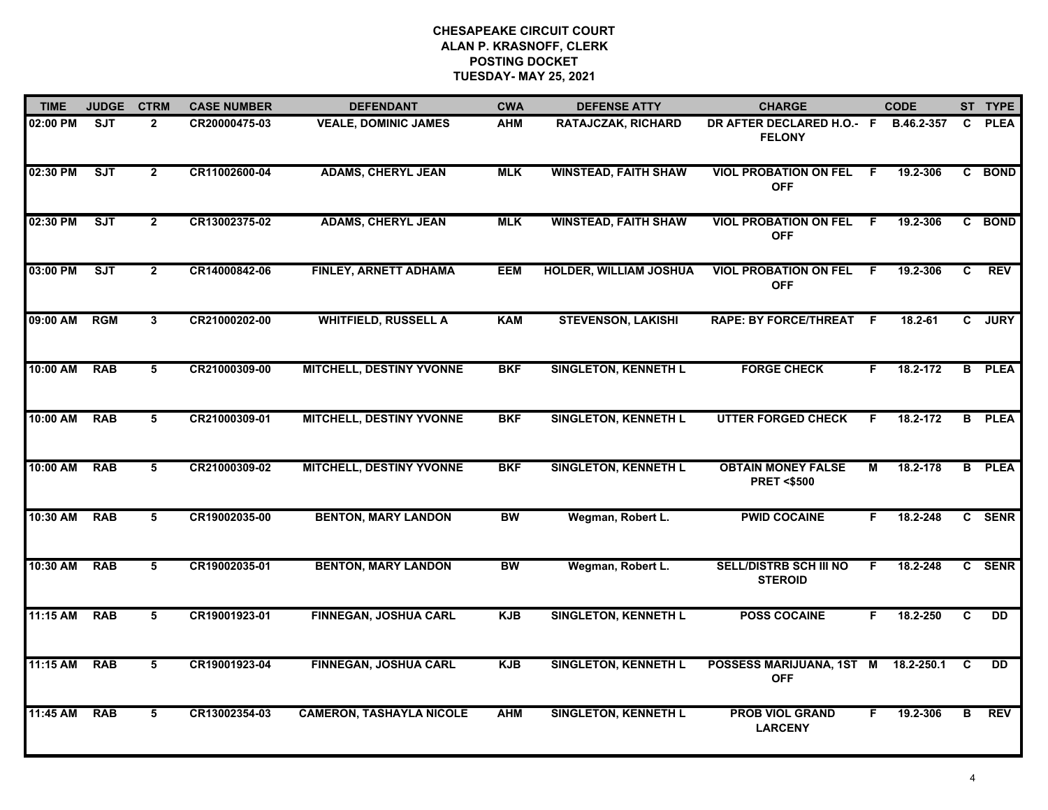# CHESAPEAKE CIRCUIT COURT
## ALAN P. KRASNOFF, CLERK
## POSTING DOCKET
## TUESDAY- MAY 25, 2021

| TIME | JUDGE | CTRM | CASE NUMBER | DEFENDANT | CWA | DEFENSE ATTY | CHARGE | | CODE | ST | TYPE |
|---|---|---|---|---|---|---|---|---|---|---|---|
| 02:00 PM | SJT | 2 | CR20000475-03 | VEALE, DOMINIC JAMES | AHM | RATAJCZAK, RICHARD | DR AFTER DECLARED H.O.- FELONY | F | B.46.2-357 | C | PLEA |
| 02:30 PM | SJT | 2 | CR11002600-04 | ADAMS, CHERYL JEAN | MLK | WINSTEAD, FAITH SHAW | VIOL PROBATION ON FEL OFF | F | 19.2-306 | C | BOND |
| 02:30 PM | SJT | 2 | CR13002375-02 | ADAMS, CHERYL JEAN | MLK | WINSTEAD, FAITH SHAW | VIOL PROBATION ON FEL OFF | F | 19.2-306 | C | BOND |
| 03:00 PM | SJT | 2 | CR14000842-06 | FINLEY, ARNETT ADHAMA | EEM | HOLDER, WILLIAM JOSHUA | VIOL PROBATION ON FEL OFF | F | 19.2-306 | C | REV |
| 09:00 AM | RGM | 3 | CR21000202-00 | WHITFIELD, RUSSELL A | KAM | STEVENSON, LAKISHI | RAPE: BY FORCE/THREAT | F | 18.2-61 | C | JURY |
| 10:00 AM | RAB | 5 | CR21000309-00 | MITCHELL, DESTINY YVONNE | BKF | SINGLETON, KENNETH L | FORGE CHECK | F | 18.2-172 | B | PLEA |
| 10:00 AM | RAB | 5 | CR21000309-01 | MITCHELL, DESTINY YVONNE | BKF | SINGLETON, KENNETH L | UTTER FORGED CHECK | F | 18.2-172 | B | PLEA |
| 10:00 AM | RAB | 5 | CR21000309-02 | MITCHELL, DESTINY YVONNE | BKF | SINGLETON, KENNETH L | OBTAIN MONEY FALSE PRET <$500 | M | 18.2-178 | B | PLEA |
| 10:30 AM | RAB | 5 | CR19002035-00 | BENTON, MARY LANDON | BW | Wegman, Robert L. | PWID COCAINE | F | 18.2-248 | C | SENR |
| 10:30 AM | RAB | 5 | CR19002035-01 | BENTON, MARY LANDON | BW | Wegman, Robert L. | SELL/DISTRB SCH III NO STEROID | F | 18.2-248 | C | SENR |
| 11:15 AM | RAB | 5 | CR19001923-01 | FINNEGAN, JOSHUA CARL | KJB | SINGLETON, KENNETH L | POSS COCAINE | F | 18.2-250 | C | DD |
| 11:15 AM | RAB | 5 | CR19001923-04 | FINNEGAN, JOSHUA CARL | KJB | SINGLETON, KENNETH L | POSSESS MARIJUANA, 1ST OFF | M | 18.2-250.1 | C | DD |
| 11:45 AM | RAB | 5 | CR13002354-03 | CAMERON, TASHAYLA NICOLE | AHM | SINGLETON, KENNETH L | PROB VIOL GRAND LARCENY | F | 19.2-306 | B | REV |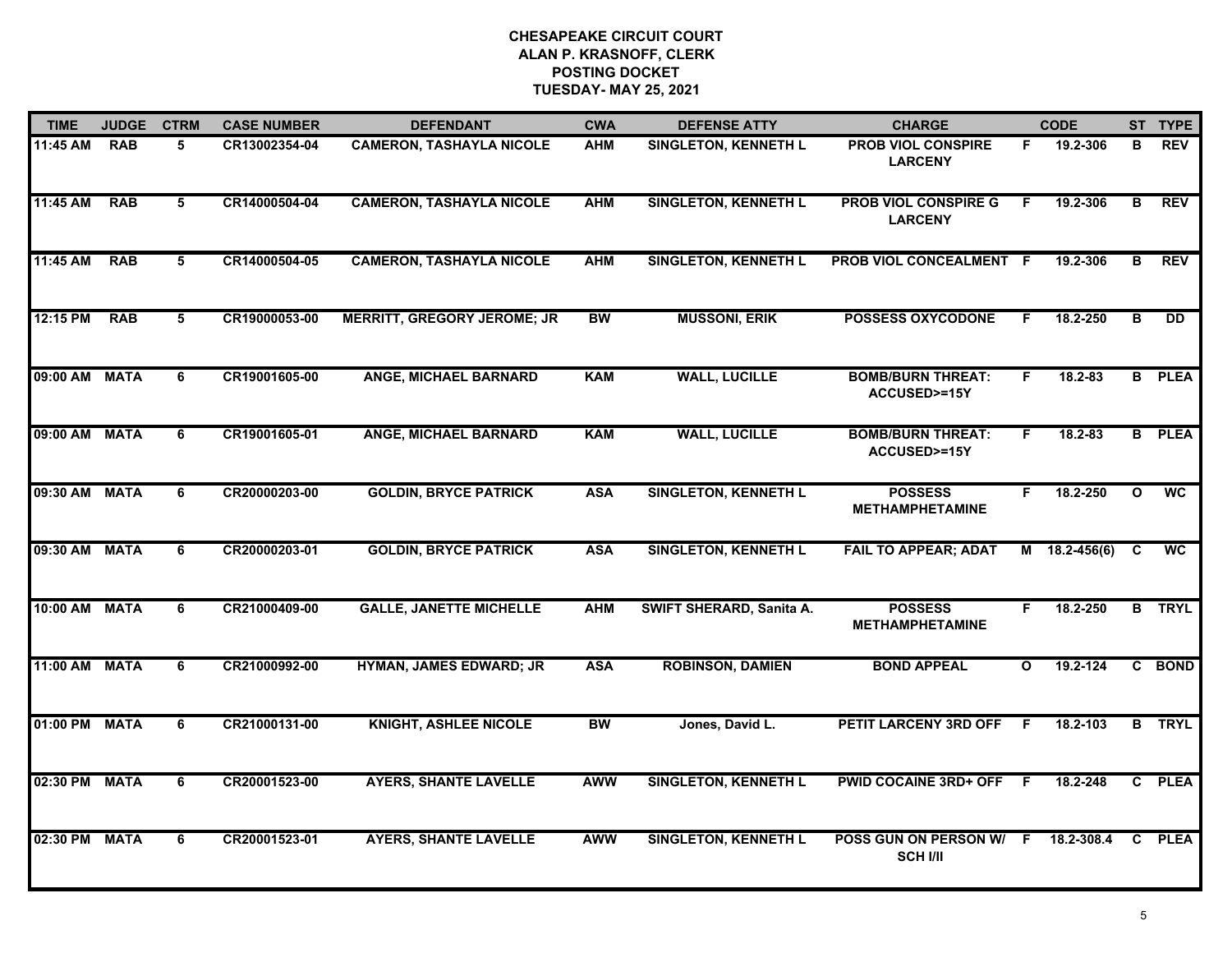**CHESAPEAKE CIRCUIT COURT**
**ALAN P. KRASNOFF, CLERK**
**POSTING DOCKET**
**TUESDAY- MAY 25, 2021**

| TIME | JUDGE | CTRM | CASE NUMBER | DEFENDANT | CWA | DEFENSE ATTY | CHARGE | | CODE | ST | TYPE |
|---|---|---|---|---|---|---|---|---|---|---|---|
| 11:45 AM | RAB | 5 | CR13002354-04 | CAMERON, TASHAYLA NICOLE | AHM | SINGLETON, KENNETH L | PROB VIOL CONSPIRE LARCENY | F | 19.2-306 | B | REV |
| 11:45 AM | RAB | 5 | CR14000504-04 | CAMERON, TASHAYLA NICOLE | AHM | SINGLETON, KENNETH L | PROB VIOL CONSPIRE G LARCENY | F | 19.2-306 | B | REV |
| 11:45 AM | RAB | 5 | CR14000504-05 | CAMERON, TASHAYLA NICOLE | AHM | SINGLETON, KENNETH L | PROB VIOL CONCEALMENT | F | 19.2-306 | B | REV |
| 12:15 PM | RAB | 5 | CR19000053-00 | MERRITT, GREGORY JEROME; JR | BW | MUSSONI, ERIK | POSSESS OXYCODONE | F | 18.2-250 | B | DD |
| 09:00 AM | MATA | 6 | CR19001605-00 | ANGE, MICHAEL BARNARD | KAM | WALL, LUCILLE | BOMB/BURN THREAT: ACCUSED>=15Y | F | 18.2-83 | B | PLEA |
| 09:00 AM | MATA | 6 | CR19001605-01 | ANGE, MICHAEL BARNARD | KAM | WALL, LUCILLE | BOMB/BURN THREAT: ACCUSED>=15Y | F | 18.2-83 | B | PLEA |
| 09:30 AM | MATA | 6 | CR20000203-00 | GOLDIN, BRYCE PATRICK | ASA | SINGLETON, KENNETH L | POSSESS METHAMPHETAMINE | F | 18.2-250 | O | WC |
| 09:30 AM | MATA | 6 | CR20000203-01 | GOLDIN, BRYCE PATRICK | ASA | SINGLETON, KENNETH L | FAIL TO APPEAR; ADAT | M | 18.2-456(6) | C | WC |
| 10:00 AM | MATA | 6 | CR21000409-00 | GALLE, JANETTE MICHELLE | AHM | SWIFT SHERARD, Sanita A. | POSSESS METHAMPHETAMINE | F | 18.2-250 | B | TRYL |
| 11:00 AM | MATA | 6 | CR21000992-00 | HYMAN, JAMES EDWARD; JR | ASA | ROBINSON, DAMIEN | BOND APPEAL | O | 19.2-124 | C | BOND |
| 01:00 PM | MATA | 6 | CR21000131-00 | KNIGHT, ASHLEE NICOLE | BW | Jones, David L. | PETIT LARCENY 3RD OFF | F | 18.2-103 | B | TRYL |
| 02:30 PM | MATA | 6 | CR20001523-00 | AYERS, SHANTE LAVELLE | AWW | SINGLETON, KENNETH L | PWID COCAINE 3RD+ OFF | F | 18.2-248 | C | PLEA |
| 02:30 PM | MATA | 6 | CR20001523-01 | AYERS, SHANTE LAVELLE | AWW | SINGLETON, KENNETH L | POSS GUN ON PERSON W/ SCH I/II | F | 18.2-308.4 | C | PLEA |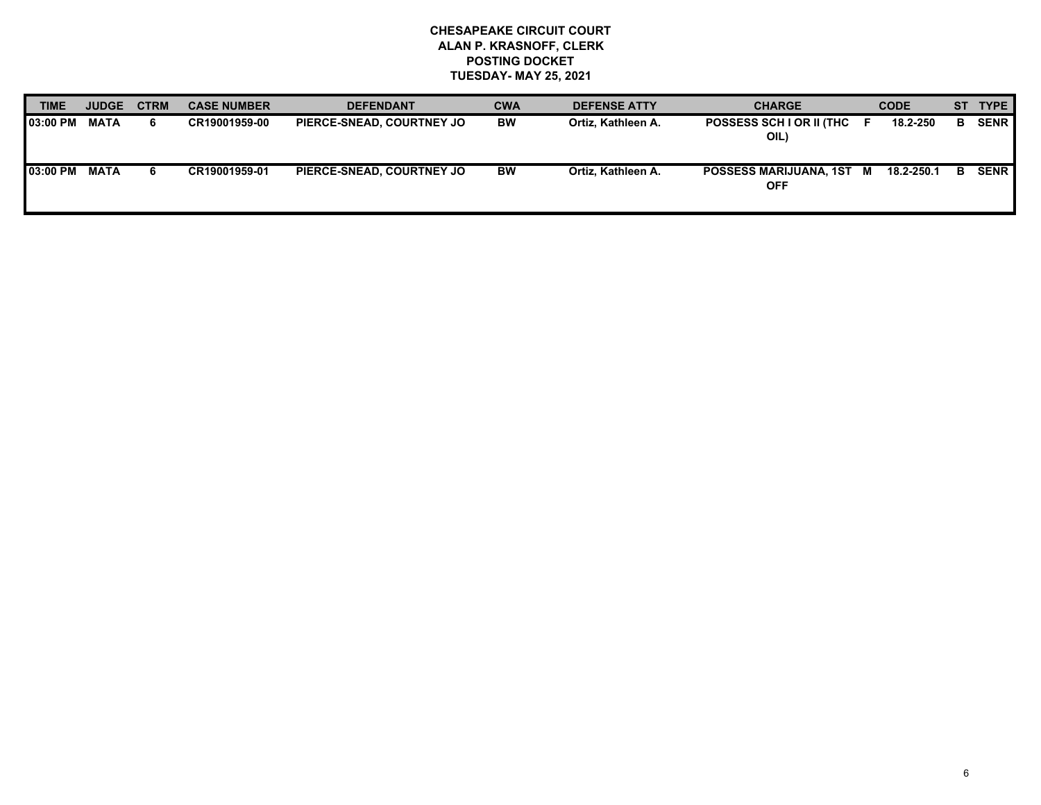**CHESAPEAKE CIRCUIT COURT**
**ALAN P. KRASNOFF, CLERK**
**POSTING DOCKET**
**TUESDAY- MAY 25, 2021**

| TIME | JUDGE | CTRM | CASE NUMBER | DEFENDANT | CWA | DEFENSE ATTY | CHARGE | | CODE | ST | TYPE |
|---|---|---|---|---|---|---|---|---|---|---|---|
| 03:00 PM | MATA | 6 | CR19001959-00 | PIERCE-SNEAD, COURTNEY JO | BW | Ortiz, Kathleen A. | POSSESS SCH I OR II (THC OIL) | F | 18.2-250 | B | SENR |
| 03:00 PM | MATA | 6 | CR19001959-01 | PIERCE-SNEAD, COURTNEY JO | BW | Ortiz, Kathleen A. | POSSESS MARIJUANA, 1ST OFF | M | 18.2-250.1 | B | SENR |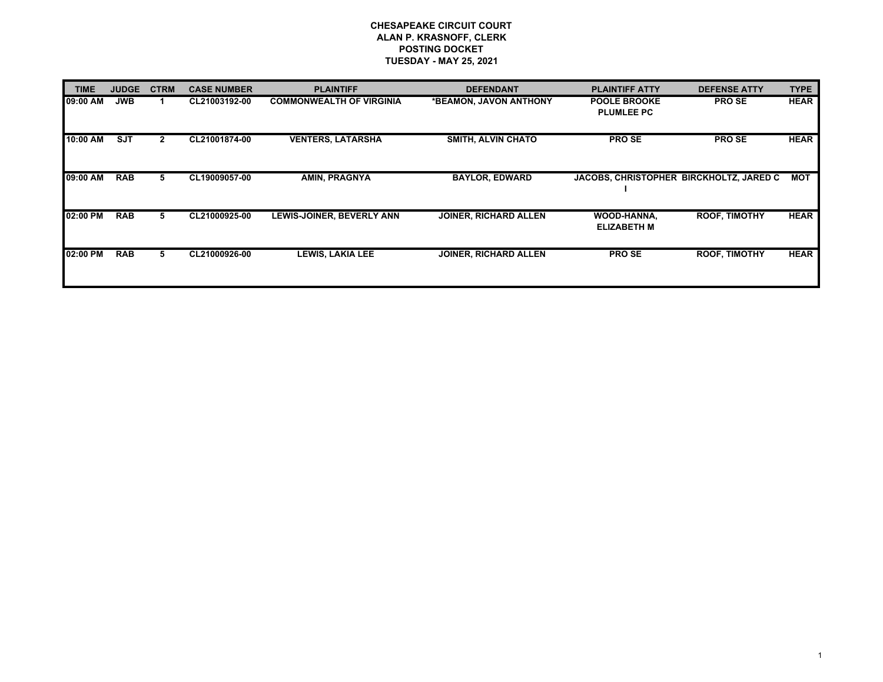**CHESAPEAKE CIRCUIT COURT**
**ALAN P. KRASNOFF, CLERK**
**POSTING DOCKET**
**TUESDAY - MAY 25, 2021**

| TIME | JUDGE | CTRM | CASE NUMBER | PLAINTIFF | DEFENDANT | PLAINTIFF ATTY | DEFENSE ATTY | TYPE |
|---|---|---|---|---|---|---|---|---|
| 09:00 AM | JWB | 1 | CL21003192-00 | COMMONWEALTH OF VIRGINIA | *BEAMON, JAVON ANTHONY | POOLE BROOKE PLUMLEE PC | PRO SE | HEAR |
| 10:00 AM | SJT | 2 | CL21001874-00 | VENTERS, LATARSHA | SMITH, ALVIN CHATO | PRO SE | PRO SE | HEAR |
| 09:00 AM | RAB | 5 | CL19009057-00 | AMIN, PRAGNYA | BAYLOR, EDWARD | JACOBS, CHRISTOPHER I | BIRCKHOLTZ, JARED C | MOT |
| 02:00 PM | RAB | 5 | CL21000925-00 | LEWIS-JOINER, BEVERLY ANN | JOINER, RICHARD ALLEN | WOOD-HANNA, ELIZABETH M | ROOF, TIMOTHY | HEAR |
| 02:00 PM | RAB | 5 | CL21000926-00 | LEWIS, LAKIA LEE | JOINER, RICHARD ALLEN | PRO SE | ROOF, TIMOTHY | HEAR |